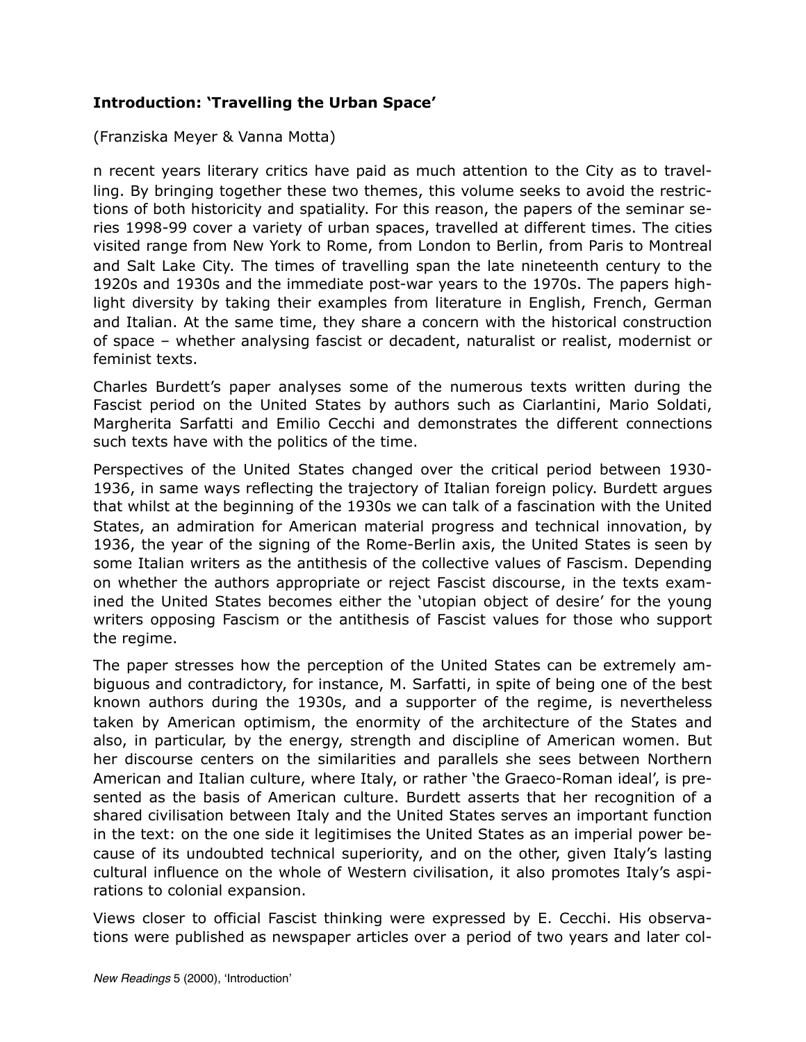## Introduction: 'Travelling the Urban Space'

(Franziska Meyer & Vanna Motta)

n recent years literary critics have paid as much attention to the City as to travelling. By bringing together these two themes, this volume seeks to avoid the restrictions of both historicity and spatiality. For this reason, the papers of the seminar series 1998-99 cover a variety of urban spaces, travelled at different times. The cities visited range from New York to Rome, from London to Berlin, from Paris to Montreal and Salt Lake City. The times of travelling span the late nineteenth century to the 1920s and 1930s and the immediate post-war years to the 1970s. The papers highlight diversity by taking their examples from literature in English, French, German and Italian. At the same time, they share a concern with the historical construction of space – whether analysing fascist or decadent, naturalist or realist, modernist or feminist texts.

Charles Burdett's paper analyses some of the numerous texts written during the Fascist period on the United States by authors such as Ciarlantini, Mario Soldati, Margherita Sarfatti and Emilio Cecchi and demonstrates the different connections such texts have with the politics of the time.

Perspectives of the United States changed over the critical period between 1930-1936, in same ways reflecting the trajectory of Italian foreign policy. Burdett argues that whilst at the beginning of the 1930s we can talk of a fascination with the United States, an admiration for American material progress and technical innovation, by 1936, the year of the signing of the Rome-Berlin axis, the United States is seen by some Italian writers as the antithesis of the collective values of Fascism. Depending on whether the authors appropriate or reject Fascist discourse, in the texts examined the United States becomes either the 'utopian object of desire' for the young writers opposing Fascism or the antithesis of Fascist values for those who support the regime.

The paper stresses how the perception of the United States can be extremely ambiguous and contradictory, for instance, M. Sarfatti, in spite of being one of the best known authors during the 1930s, and a supporter of the regime, is nevertheless taken by American optimism, the enormity of the architecture of the States and also, in particular, by the energy, strength and discipline of American women. But her discourse centers on the similarities and parallels she sees between Northern American and Italian culture, where Italy, or rather 'the Graeco-Roman ideal', is presented as the basis of American culture. Burdett asserts that her recognition of a shared civilisation between Italy and the United States serves an important function in the text: on the one side it legitimises the United States as an imperial power because of its undoubted technical superiority, and on the other, given Italy's lasting cultural influence on the whole of Western civilisation, it also promotes Italy's aspirations to colonial expansion.

Views closer to official Fascist thinking were expressed by E. Cecchi. His observations were published as newspaper articles over a period of two years and later col-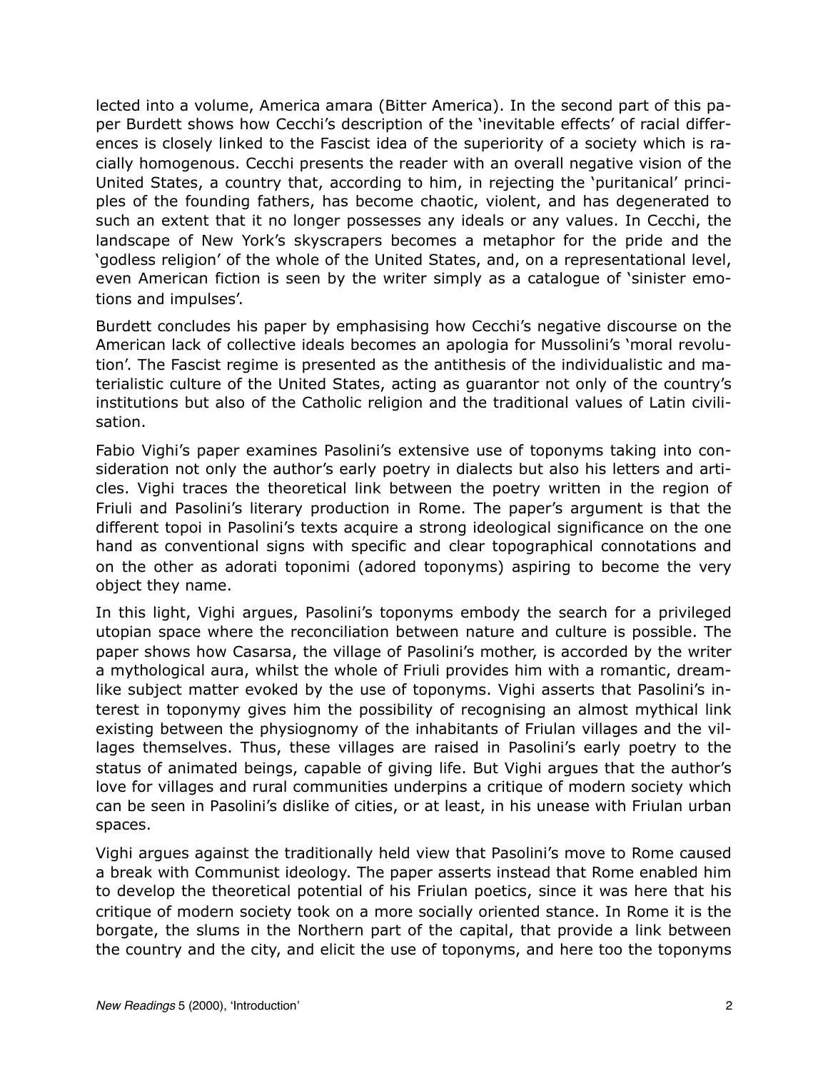lected into a volume, America amara (Bitter America). In the second part of this paper Burdett shows how Cecchi's description of the 'inevitable effects' of racial differences is closely linked to the Fascist idea of the superiority of a society which is racially homogenous. Cecchi presents the reader with an overall negative vision of the United States, a country that, according to him, in rejecting the 'puritanical' principles of the founding fathers, has become chaotic, violent, and has degenerated to such an extent that it no longer possesses any ideals or any values. In Cecchi, the landscape of New York's skyscrapers becomes a metaphor for the pride and the 'godless religion' of the whole of the United States, and, on a representational level, even American fiction is seen by the writer simply as a catalogue of 'sinister emotions and impulses'.

Burdett concludes his paper by emphasising how Cecchi's negative discourse on the American lack of collective ideals becomes an apologia for Mussolini's 'moral revolution'. The Fascist regime is presented as the antithesis of the individualistic and materialistic culture of the United States, acting as guarantor not only of the country's institutions but also of the Catholic religion and the traditional values of Latin civilisation.

Fabio Vighi's paper examines Pasolini's extensive use of toponyms taking into consideration not only the author's early poetry in dialects but also his letters and articles. Vighi traces the theoretical link between the poetry written in the region of Friuli and Pasolini's literary production in Rome. The paper's argument is that the different topoi in Pasolini's texts acquire a strong ideological significance on the one hand as conventional signs with specific and clear topographical connotations and on the other as adorati toponimi (adored toponyms) aspiring to become the very object they name.

In this light, Vighi argues, Pasolini's toponyms embody the search for a privileged utopian space where the reconciliation between nature and culture is possible. The paper shows how Casarsa, the village of Pasolini's mother, is accorded by the writer a mythological aura, whilst the whole of Friuli provides him with a romantic, dream-like subject matter evoked by the use of toponyms. Vighi asserts that Pasolini's interest in toponymy gives him the possibility of recognising an almost mythical link existing between the physiognomy of the inhabitants of Friulan villages and the villages themselves. Thus, these villages are raised in Pasolini's early poetry to the status of animated beings, capable of giving life. But Vighi argues that the author's love for villages and rural communities underpins a critique of modern society which can be seen in Pasolini's dislike of cities, or at least, in his unease with Friulan urban spaces.

Vighi argues against the traditionally held view that Pasolini's move to Rome caused a break with Communist ideology. The paper asserts instead that Rome enabled him to develop the theoretical potential of his Friulan poetics, since it was here that his critique of modern society took on a more socially oriented stance. In Rome it is the borgate, the slums in the Northern part of the capital, that provide a link between the country and the city, and elicit the use of toponyms, and here too the toponyms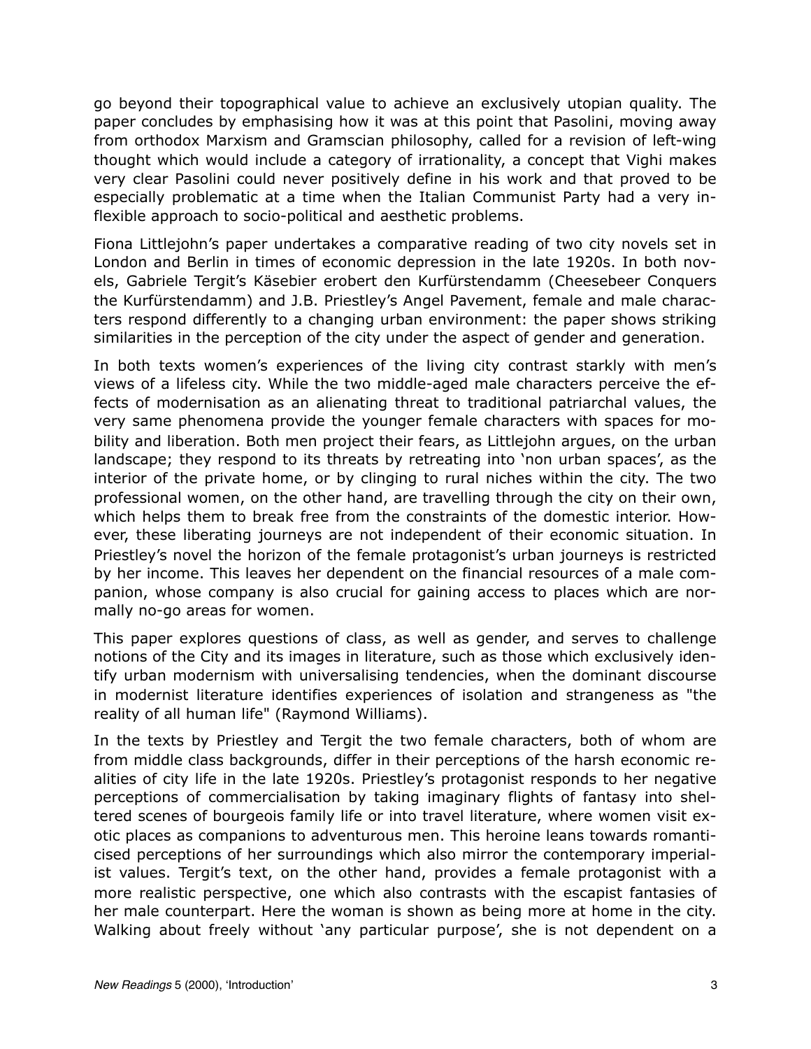go beyond their topographical value to achieve an exclusively utopian quality. The paper concludes by emphasising how it was at this point that Pasolini, moving away from orthodox Marxism and Gramscian philosophy, called for a revision of left-wing thought which would include a category of irrationality, a concept that Vighi makes very clear Pasolini could never positively define in his work and that proved to be especially problematic at a time when the Italian Communist Party had a very inflexible approach to socio-political and aesthetic problems.

Fiona Littlejohn's paper undertakes a comparative reading of two city novels set in London and Berlin in times of economic depression in the late 1920s. In both novels, Gabriele Tergit's Käsebier erobert den Kurfürstendamm (Cheesebeer Conquers the Kurfürstendamm) and J.B. Priestley's Angel Pavement, female and male characters respond differently to a changing urban environment: the paper shows striking similarities in the perception of the city under the aspect of gender and generation.

In both texts women's experiences of the living city contrast starkly with men's views of a lifeless city. While the two middle-aged male characters perceive the effects of modernisation as an alienating threat to traditional patriarchal values, the very same phenomena provide the younger female characters with spaces for mobility and liberation. Both men project their fears, as Littlejohn argues, on the urban landscape; they respond to its threats by retreating into 'non urban spaces', as the interior of the private home, or by clinging to rural niches within the city. The two professional women, on the other hand, are travelling through the city on their own, which helps them to break free from the constraints of the domestic interior. However, these liberating journeys are not independent of their economic situation. In Priestley's novel the horizon of the female protagonist's urban journeys is restricted by her income. This leaves her dependent on the financial resources of a male companion, whose company is also crucial for gaining access to places which are normally no-go areas for women.

This paper explores questions of class, as well as gender, and serves to challenge notions of the City and its images in literature, such as those which exclusively identify urban modernism with universalising tendencies, when the dominant discourse in modernist literature identifies experiences of isolation and strangeness as "the reality of all human life" (Raymond Williams).

In the texts by Priestley and Tergit the two female characters, both of whom are from middle class backgrounds, differ in their perceptions of the harsh economic realities of city life in the late 1920s. Priestley's protagonist responds to her negative perceptions of commercialisation by taking imaginary flights of fantasy into sheltered scenes of bourgeois family life or into travel literature, where women visit exotic places as companions to adventurous men. This heroine leans towards romanticised perceptions of her surroundings which also mirror the contemporary imperialist values. Tergit's text, on the other hand, provides a female protagonist with a more realistic perspective, one which also contrasts with the escapist fantasies of her male counterpart. Here the woman is shown as being more at home in the city. Walking about freely without 'any particular purpose', she is not dependent on a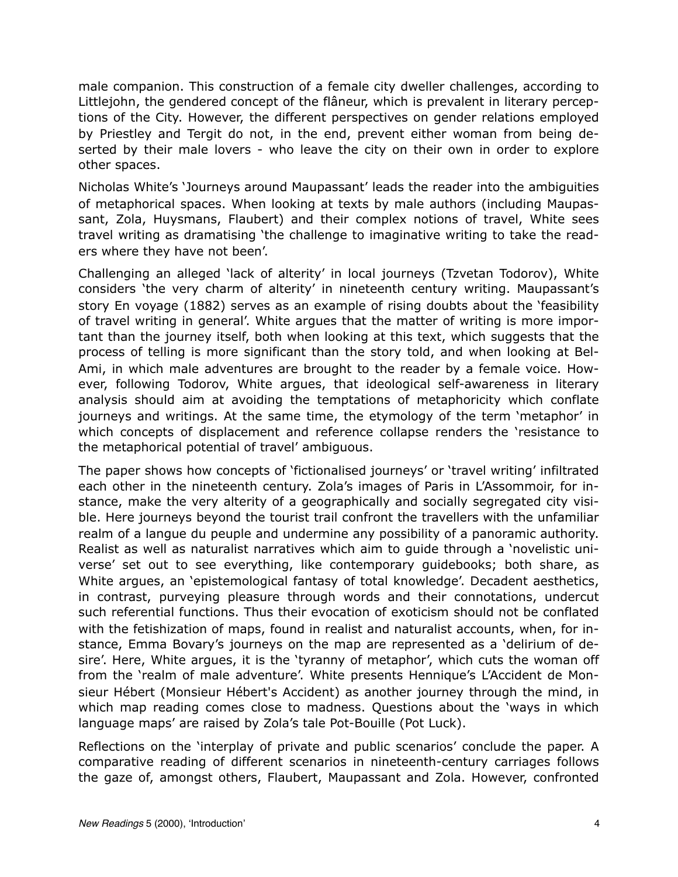male companion. This construction of a female city dweller challenges, according to Littlejohn, the gendered concept of the flâneur, which is prevalent in literary perceptions of the City. However, the different perspectives on gender relations employed by Priestley and Tergit do not, in the end, prevent either woman from being deserted by their male lovers - who leave the city on their own in order to explore other spaces.

Nicholas White's 'Journeys around Maupassant' leads the reader into the ambiguities of metaphorical spaces. When looking at texts by male authors (including Maupassant, Zola, Huysmans, Flaubert) and their complex notions of travel, White sees travel writing as dramatising 'the challenge to imaginative writing to take the readers where they have not been'.

Challenging an alleged 'lack of alterity' in local journeys (Tzvetan Todorov), White considers 'the very charm of alterity' in nineteenth century writing. Maupassant's story En voyage (1882) serves as an example of rising doubts about the 'feasibility of travel writing in general'. White argues that the matter of writing is more important than the journey itself, both when looking at this text, which suggests that the process of telling is more significant than the story told, and when looking at Bel-Ami, in which male adventures are brought to the reader by a female voice. However, following Todorov, White argues, that ideological self-awareness in literary analysis should aim at avoiding the temptations of metaphoricity which conflate journeys and writings. At the same time, the etymology of the term 'metaphor' in which concepts of displacement and reference collapse renders the 'resistance to the metaphorical potential of travel' ambiguous.

The paper shows how concepts of 'fictionalised journeys' or 'travel writing' infiltrated each other in the nineteenth century. Zola's images of Paris in L'Assommoir, for instance, make the very alterity of a geographically and socially segregated city visible. Here journeys beyond the tourist trail confront the travellers with the unfamiliar realm of a langue du peuple and undermine any possibility of a panoramic authority. Realist as well as naturalist narratives which aim to guide through a 'novelistic universe' set out to see everything, like contemporary guidebooks; both share, as White argues, an 'epistemological fantasy of total knowledge'. Decadent aesthetics, in contrast, purveying pleasure through words and their connotations, undercut such referential functions. Thus their evocation of exoticism should not be conflated with the fetishization of maps, found in realist and naturalist accounts, when, for instance, Emma Bovary's journeys on the map are represented as a 'delirium of desire'. Here, White argues, it is the 'tyranny of metaphor', which cuts the woman off from the 'realm of male adventure'. White presents Hennique's L'Accident de Monsieur Hébert (Monsieur Hébert's Accident) as another journey through the mind, in which map reading comes close to madness. Questions about the 'ways in which language maps' are raised by Zola's tale Pot-Bouille (Pot Luck).

Reflections on the 'interplay of private and public scenarios' conclude the paper. A comparative reading of different scenarios in nineteenth-century carriages follows the gaze of, amongst others, Flaubert, Maupassant and Zola. However, confronted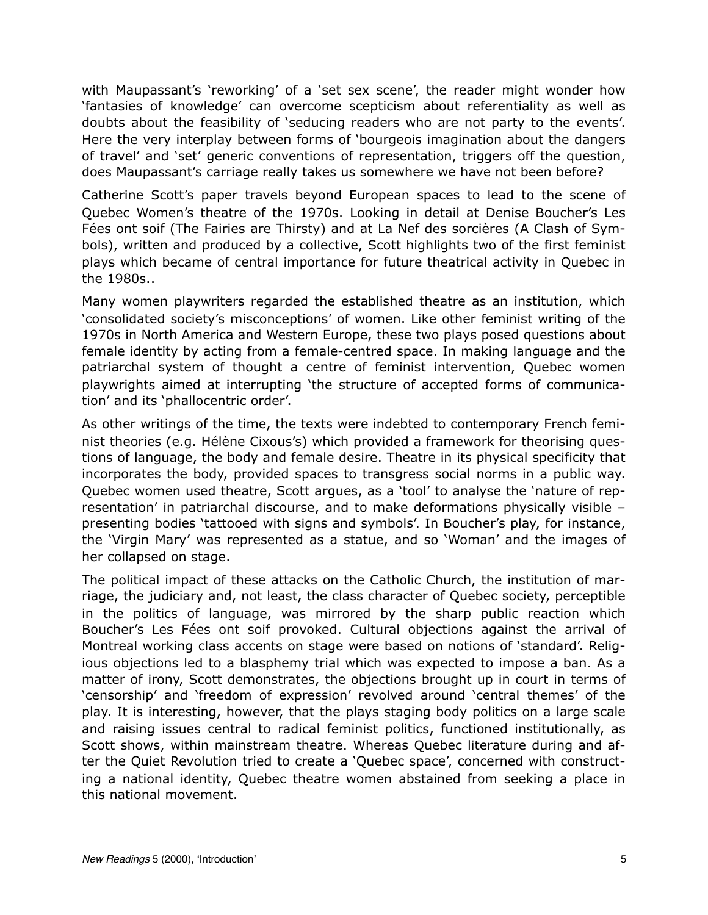with Maupassant's 'reworking' of a 'set sex scene', the reader might wonder how 'fantasies of knowledge' can overcome scepticism about referentiality as well as doubts about the feasibility of 'seducing readers who are not party to the events'. Here the very interplay between forms of 'bourgeois imagination about the dangers of travel' and 'set' generic conventions of representation, triggers off the question, does Maupassant's carriage really takes us somewhere we have not been before?

Catherine Scott's paper travels beyond European spaces to lead to the scene of Quebec Women's theatre of the 1970s. Looking in detail at Denise Boucher's Les Fées ont soif (The Fairies are Thirsty) and at La Nef des sorcières (A Clash of Symbols), written and produced by a collective, Scott highlights two of the first feminist plays which became of central importance for future theatrical activity in Quebec in the 1980s..

Many women playwriters regarded the established theatre as an institution, which 'consolidated society's misconceptions' of women. Like other feminist writing of the 1970s in North America and Western Europe, these two plays posed questions about female identity by acting from a female-centred space. In making language and the patriarchal system of thought a centre of feminist intervention, Quebec women playwrights aimed at interrupting 'the structure of accepted forms of communication' and its 'phallocentric order'.

As other writings of the time, the texts were indebted to contemporary French feminist theories (e.g. Hélène Cixous's) which provided a framework for theorising questions of language, the body and female desire. Theatre in its physical specificity that incorporates the body, provided spaces to transgress social norms in a public way. Quebec women used theatre, Scott argues, as a 'tool' to analyse the 'nature of representation' in patriarchal discourse, and to make deformations physically visible – presenting bodies 'tattooed with signs and symbols'. In Boucher's play, for instance, the 'Virgin Mary' was represented as a statue, and so 'Woman' and the images of her collapsed on stage.

The political impact of these attacks on the Catholic Church, the institution of marriage, the judiciary and, not least, the class character of Quebec society, perceptible in the politics of language, was mirrored by the sharp public reaction which Boucher's Les Fées ont soif provoked. Cultural objections against the arrival of Montreal working class accents on stage were based on notions of 'standard'. Religious objections led to a blasphemy trial which was expected to impose a ban. As a matter of irony, Scott demonstrates, the objections brought up in court in terms of 'censorship' and 'freedom of expression' revolved around 'central themes' of the play. It is interesting, however, that the plays staging body politics on a large scale and raising issues central to radical feminist politics, functioned institutionally, as Scott shows, within mainstream theatre. Whereas Quebec literature during and after the Quiet Revolution tried to create a 'Quebec space', concerned with constructing a national identity, Quebec theatre women abstained from seeking a place in this national movement.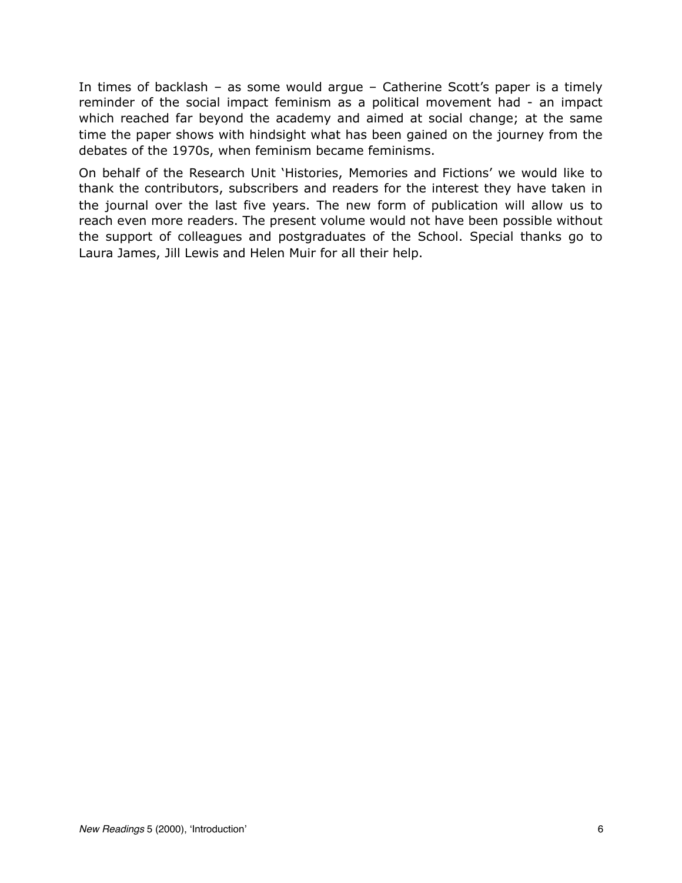In times of backlash – as some would argue – Catherine Scott's paper is a timely reminder of the social impact feminism as a political movement had - an impact which reached far beyond the academy and aimed at social change; at the same time the paper shows with hindsight what has been gained on the journey from the debates of the 1970s, when feminism became feminisms.

On behalf of the Research Unit 'Histories, Memories and Fictions' we would like to thank the contributors, subscribers and readers for the interest they have taken in the journal over the last five years. The new form of publication will allow us to reach even more readers. The present volume would not have been possible without the support of colleagues and postgraduates of the School. Special thanks go to Laura James, Jill Lewis and Helen Muir for all their help.